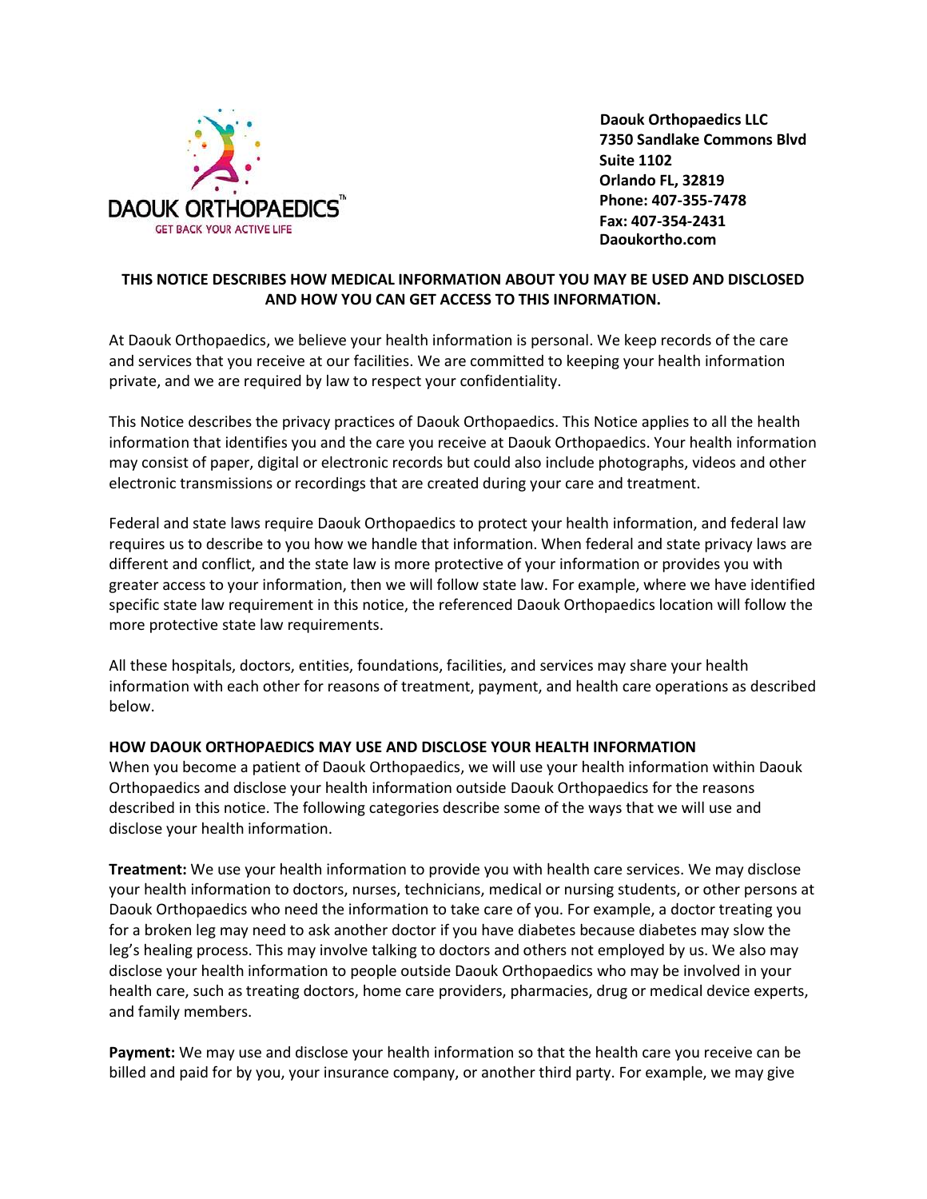DAOUK ORTHOPAEDICS™
GET BACK YOUR ACTIVE LIFE

**Daouk Orthopaedics LLC**
**7350 Sandlake Commons Blvd**
**Suite 1102**
**Orlando FL, 32819**
**Phone: 407-355-7478**
**Fax: 407-354-2431**
**Daoukortho.com**

**THIS NOTICE DESCRIBES HOW MEDICAL INFORMATION ABOUT YOU MAY BE USED AND DISCLOSED AND HOW YOU CAN GET ACCESS TO THIS INFORMATION.**

At Daouk Orthopaedics, we believe your health information is personal. We keep records of the care and services that you receive at our facilities. We are committed to keeping your health information private, and we are required by law to respect your confidentiality.

This Notice describes the privacy practices of Daouk Orthopaedics. This Notice applies to all the health information that identifies you and the care you receive at Daouk Orthopaedics. Your health information may consist of paper, digital or electronic records but could also include photographs, videos and other electronic transmissions or recordings that are created during your care and treatment.

Federal and state laws require Daouk Orthopaedics to protect your health information, and federal law requires us to describe to you how we handle that information. When federal and state privacy laws are different and conflict, and the state law is more protective of your information or provides you with greater access to your information, then we will follow state law. For example, where we have identified specific state law requirement in this notice, the referenced Daouk Orthopaedics location will follow the more protective state law requirements.

All these hospitals, doctors, entities, foundations, facilities, and services may share your health information with each other for reasons of treatment, payment, and health care operations as described below.

**HOW DAOUK ORTHOPAEDICS MAY USE AND DISCLOSE YOUR HEALTH INFORMATION**

When you become a patient of Daouk Orthopaedics, we will use your health information within Daouk Orthopaedics and disclose your health information outside Daouk Orthopaedics for the reasons described in this notice. The following categories describe some of the ways that we will use and disclose your health information.

**Treatment:** We use your health information to provide you with health care services. We may disclose your health information to doctors, nurses, technicians, medical or nursing students, or other persons at Daouk Orthopaedics who need the information to take care of you. For example, a doctor treating you for a broken leg may need to ask another doctor if you have diabetes because diabetes may slow the leg's healing process. This may involve talking to doctors and others not employed by us. We also may disclose your health information to people outside Daouk Orthopaedics who may be involved in your health care, such as treating doctors, home care providers, pharmacies, drug or medical device experts, and family members.

**Payment:** We may use and disclose your health information so that the health care you receive can be billed and paid for by you, your insurance company, or another third party. For example, we may give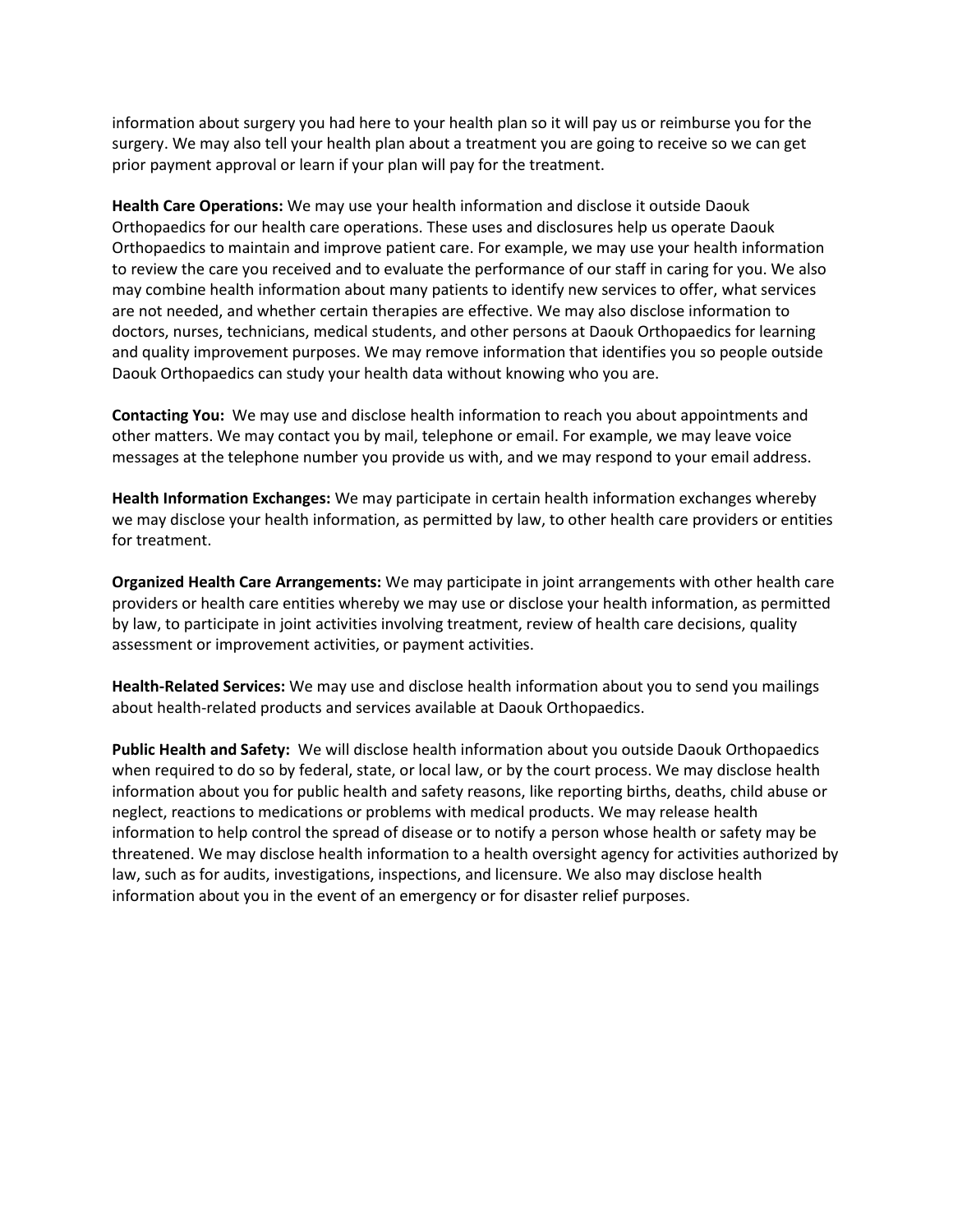information about surgery you had here to your health plan so it will pay us or reimburse you for the surgery. We may also tell your health plan about a treatment you are going to receive so we can get prior payment approval or learn if your plan will pay for the treatment.

**Health Care Operations:** We may use your health information and disclose it outside Daouk Orthopaedics for our health care operations. These uses and disclosures help us operate Daouk Orthopaedics to maintain and improve patient care. For example, we may use your health information to review the care you received and to evaluate the performance of our staff in caring for you. We also may combine health information about many patients to identify new services to offer, what services are not needed, and whether certain therapies are effective. We may also disclose information to doctors, nurses, technicians, medical students, and other persons at Daouk Orthopaedics for learning and quality improvement purposes. We may remove information that identifies you so people outside Daouk Orthopaedics can study your health data without knowing who you are.

**Contacting You:** We may use and disclose health information to reach you about appointments and other matters. We may contact you by mail, telephone or email. For example, we may leave voice messages at the telephone number you provide us with, and we may respond to your email address.

**Health Information Exchanges:** We may participate in certain health information exchanges whereby we may disclose your health information, as permitted by law, to other health care providers or entities for treatment.

**Organized Health Care Arrangements:** We may participate in joint arrangements with other health care providers or health care entities whereby we may use or disclose your health information, as permitted by law, to participate in joint activities involving treatment, review of health care decisions, quality assessment or improvement activities, or payment activities.

**Health-Related Services:** We may use and disclose health information about you to send you mailings about health-related products and services available at Daouk Orthopaedics.

**Public Health and Safety:** We will disclose health information about you outside Daouk Orthopaedics when required to do so by federal, state, or local law, or by the court process. We may disclose health information about you for public health and safety reasons, like reporting births, deaths, child abuse or neglect, reactions to medications or problems with medical products. We may release health information to help control the spread of disease or to notify a person whose health or safety may be threatened. We may disclose health information to a health oversight agency for activities authorized by law, such as for audits, investigations, inspections, and licensure. We also may disclose health information about you in the event of an emergency or for disaster relief purposes.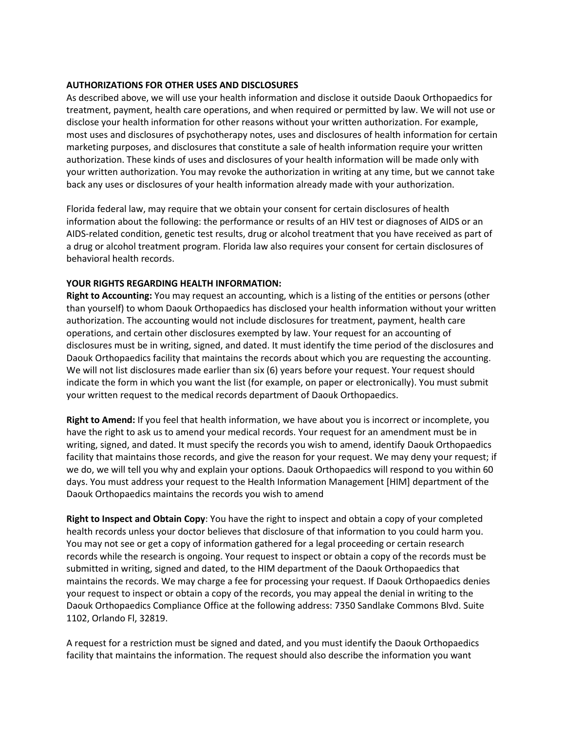**AUTHORIZATIONS FOR OTHER USES AND DISCLOSURES**

As described above, we will use your health information and disclose it outside Daouk Orthopaedics for treatment, payment, health care operations, and when required or permitted by law. We will not use or disclose your health information for other reasons without your written authorization. For example, most uses and disclosures of psychotherapy notes, uses and disclosures of health information for certain marketing purposes, and disclosures that constitute a sale of health information require your written authorization. These kinds of uses and disclosures of your health information will be made only with your written authorization. You may revoke the authorization in writing at any time, but we cannot take back any uses or disclosures of your health information already made with your authorization.

Florida federal law, may require that we obtain your consent for certain disclosures of health information about the following: the performance or results of an HIV test or diagnoses of AIDS or an AIDS-related condition, genetic test results, drug or alcohol treatment that you have received as part of a drug or alcohol treatment program. Florida law also requires your consent for certain disclosures of behavioral health records.

**YOUR RIGHTS REGARDING HEALTH INFORMATION:**

**Right to Accounting:** You may request an accounting, which is a listing of the entities or persons (other than yourself) to whom Daouk Orthopaedics has disclosed your health information without your written authorization. The accounting would not include disclosures for treatment, payment, health care operations, and certain other disclosures exempted by law. Your request for an accounting of disclosures must be in writing, signed, and dated. It must identify the time period of the disclosures and Daouk Orthopaedics facility that maintains the records about which you are requesting the accounting. We will not list disclosures made earlier than six (6) years before your request. Your request should indicate the form in which you want the list (for example, on paper or electronically). You must submit your written request to the medical records department of Daouk Orthopaedics.

**Right to Amend:** If you feel that health information, we have about you is incorrect or incomplete, you have the right to ask us to amend your medical records. Your request for an amendment must be in writing, signed, and dated. It must specify the records you wish to amend, identify Daouk Orthopaedics facility that maintains those records, and give the reason for your request. We may deny your request; if we do, we will tell you why and explain your options. Daouk Orthopaedics will respond to you within 60 days. You must address your request to the Health Information Management [HIM] department of the Daouk Orthopaedics maintains the records you wish to amend

**Right to Inspect and Obtain Copy**: You have the right to inspect and obtain a copy of your completed health records unless your doctor believes that disclosure of that information to you could harm you. You may not see or get a copy of information gathered for a legal proceeding or certain research records while the research is ongoing. Your request to inspect or obtain a copy of the records must be submitted in writing, signed and dated, to the HIM department of the Daouk Orthopaedics that maintains the records. We may charge a fee for processing your request. If Daouk Orthopaedics denies your request to inspect or obtain a copy of the records, you may appeal the denial in writing to the Daouk Orthopaedics Compliance Office at the following address: 7350 Sandlake Commons Blvd. Suite 1102, Orlando Fl, 32819.

A request for a restriction must be signed and dated, and you must identify the Daouk Orthopaedics facility that maintains the information. The request should also describe the information you want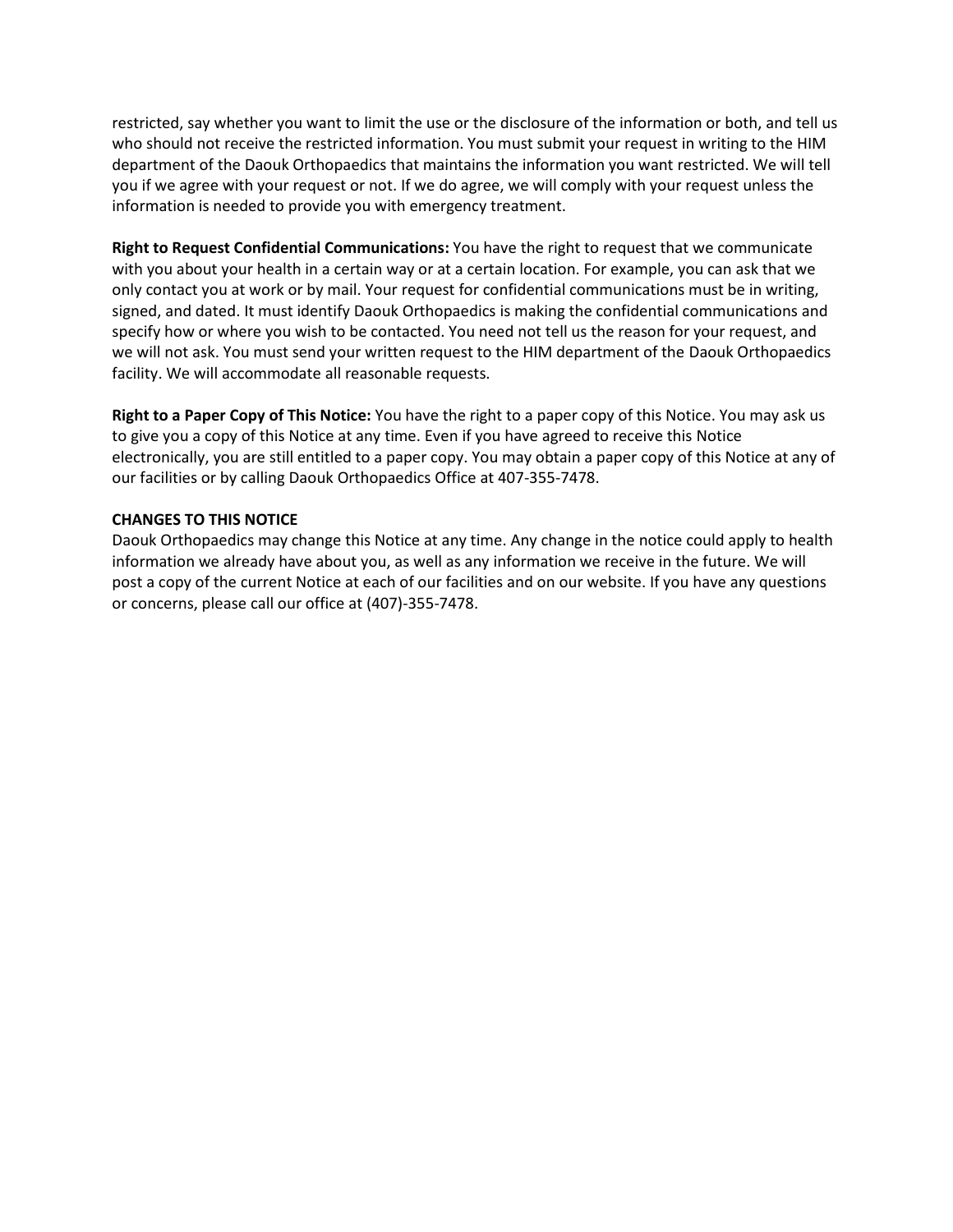restricted, say whether you want to limit the use or the disclosure of the information or both, and tell us who should not receive the restricted information. You must submit your request in writing to the HIM department of the Daouk Orthopaedics that maintains the information you want restricted. We will tell you if we agree with your request or not. If we do agree, we will comply with your request unless the information is needed to provide you with emergency treatment.

**Right to Request Confidential Communications:** You have the right to request that we communicate with you about your health in a certain way or at a certain location. For example, you can ask that we only contact you at work or by mail. Your request for confidential communications must be in writing, signed, and dated. It must identify Daouk Orthopaedics is making the confidential communications and specify how or where you wish to be contacted. You need not tell us the reason for your request, and we will not ask. You must send your written request to the HIM department of the Daouk Orthopaedics facility. We will accommodate all reasonable requests.

**Right to a Paper Copy of This Notice:** You have the right to a paper copy of this Notice. You may ask us to give you a copy of this Notice at any time. Even if you have agreed to receive this Notice electronically, you are still entitled to a paper copy. You may obtain a paper copy of this Notice at any of our facilities or by calling Daouk Orthopaedics Office at 407-355-7478.

**CHANGES TO THIS NOTICE**

Daouk Orthopaedics may change this Notice at any time. Any change in the notice could apply to health information we already have about you, as well as any information we receive in the future. We will post a copy of the current Notice at each of our facilities and on our website. If you have any questions or concerns, please call our office at (407)-355-7478.